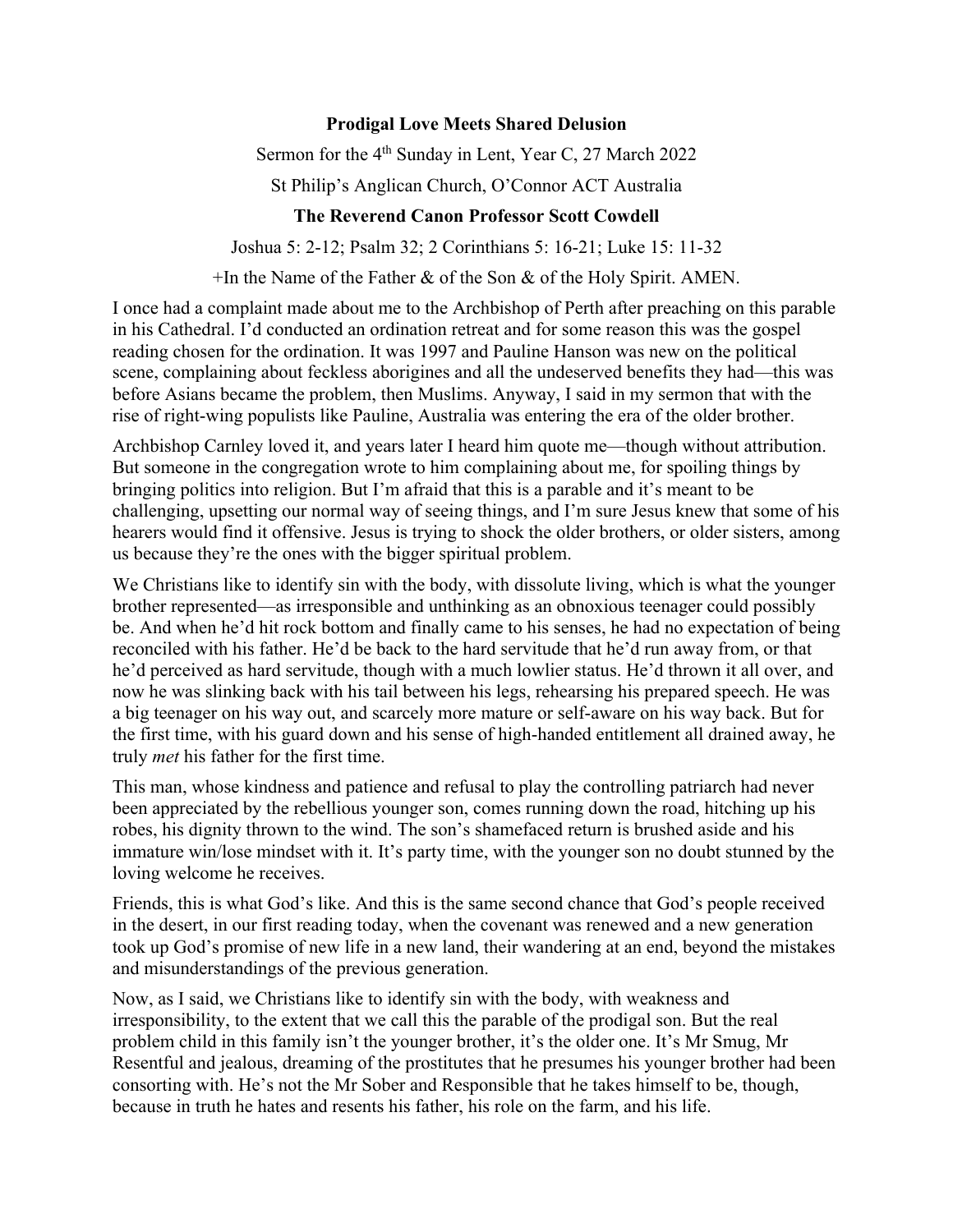**Prodigal Love Meets Shared Delusion**

Sermon for the 4th Sunday in Lent, Year C, 27 March 2022

St Philip's Anglican Church, O'Connor ACT Australia

**The Reverend Canon Professor Scott Cowdell**

Joshua 5: 2-12; Psalm 32; 2 Corinthians 5: 16-21; Luke 15: 11-32

+In the Name of the Father & of the Son & of the Holy Spirit. AMEN.

I once had a complaint made about me to the Archbishop of Perth after preaching on this parable in his Cathedral. I'd conducted an ordination retreat and for some reason this was the gospel reading chosen for the ordination. It was 1997 and Pauline Hanson was new on the political scene, complaining about feckless aborigines and all the undeserved benefits they had—this was before Asians became the problem, then Muslims. Anyway, I said in my sermon that with the rise of right-wing populists like Pauline, Australia was entering the era of the older brother.

Archbishop Carnley loved it, and years later I heard him quote me—though without attribution. But someone in the congregation wrote to him complaining about me, for spoiling things by bringing politics into religion. But I'm afraid that this is a parable and it's meant to be challenging, upsetting our normal way of seeing things, and I'm sure Jesus knew that some of his hearers would find it offensive. Jesus is trying to shock the older brothers, or older sisters, among us because they're the ones with the bigger spiritual problem.

We Christians like to identify sin with the body, with dissolute living, which is what the younger brother represented—as irresponsible and unthinking as an obnoxious teenager could possibly be. And when he'd hit rock bottom and finally came to his senses, he had no expectation of being reconciled with his father. He'd be back to the hard servitude that he'd run away from, or that he'd perceived as hard servitude, though with a much lowlier status. He'd thrown it all over, and now he was slinking back with his tail between his legs, rehearsing his prepared speech. He was a big teenager on his way out, and scarcely more mature or self-aware on his way back. But for the first time, with his guard down and his sense of high-handed entitlement all drained away, he truly *met* his father for the first time.

This man, whose kindness and patience and refusal to play the controlling patriarch had never been appreciated by the rebellious younger son, comes running down the road, hitching up his robes, his dignity thrown to the wind. The son's shamefaced return is brushed aside and his immature win/lose mindset with it. It's party time, with the younger son no doubt stunned by the loving welcome he receives.

Friends, this is what God's like. And this is the same second chance that God's people received in the desert, in our first reading today, when the covenant was renewed and a new generation took up God's promise of new life in a new land, their wandering at an end, beyond the mistakes and misunderstandings of the previous generation.

Now, as I said, we Christians like to identify sin with the body, with weakness and irresponsibility, to the extent that we call this the parable of the prodigal son. But the real problem child in this family isn't the younger brother, it's the older one. It's Mr Smug, Mr Resentful and jealous, dreaming of the prostitutes that he presumes his younger brother had been consorting with. He's not the Mr Sober and Responsible that he takes himself to be, though, because in truth he hates and resents his father, his role on the farm, and his life.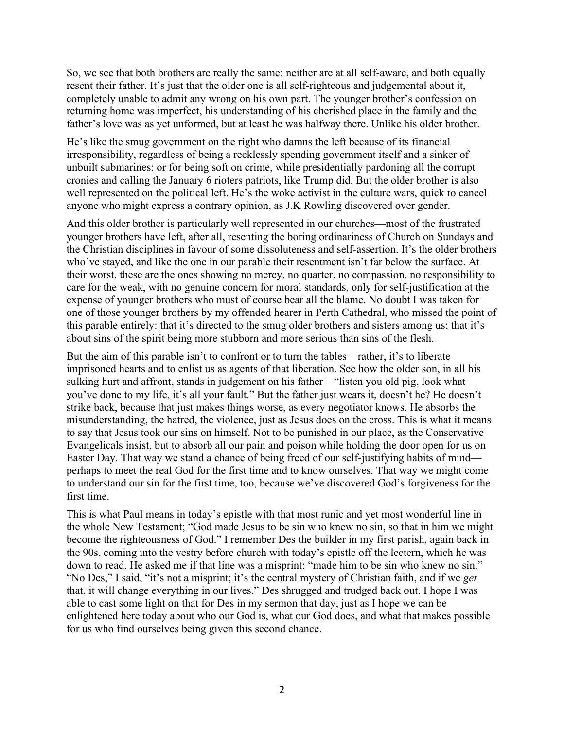So, we see that both brothers are really the same: neither are at all self-aware, and both equally resent their father. It's just that the older one is all self-righteous and judgemental about it, completely unable to admit any wrong on his own part. The younger brother's confession on returning home was imperfect, his understanding of his cherished place in the family and the father's love was as yet unformed, but at least he was halfway there. Unlike his older brother.

He's like the smug government on the right who damns the left because of its financial irresponsibility, regardless of being a recklessly spending government itself and a sinker of unbuilt submarines; or for being soft on crime, while presidentially pardoning all the corrupt cronies and calling the January 6 rioters patriots, like Trump did. But the older brother is also well represented on the political left. He's the woke activist in the culture wars, quick to cancel anyone who might express a contrary opinion, as J.K Rowling discovered over gender.

And this older brother is particularly well represented in our churches—most of the frustrated younger brothers have left, after all, resenting the boring ordinariness of Church on Sundays and the Christian disciplines in favour of some dissoluteness and self-assertion. It's the older brothers who've stayed, and like the one in our parable their resentment isn't far below the surface. At their worst, these are the ones showing no mercy, no quarter, no compassion, no responsibility to care for the weak, with no genuine concern for moral standards, only for self-justification at the expense of younger brothers who must of course bear all the blame. No doubt I was taken for one of those younger brothers by my offended hearer in Perth Cathedral, who missed the point of this parable entirely: that it's directed to the smug older brothers and sisters among us; that it's about sins of the spirit being more stubborn and more serious than sins of the flesh.

But the aim of this parable isn't to confront or to turn the tables—rather, it's to liberate imprisoned hearts and to enlist us as agents of that liberation. See how the older son, in all his sulking hurt and affront, stands in judgement on his father—"listen you old pig, look what you've done to my life, it's all your fault." But the father just wears it, doesn't he? He doesn't strike back, because that just makes things worse, as every negotiator knows. He absorbs the misunderstanding, the hatred, the violence, just as Jesus does on the cross. This is what it means to say that Jesus took our sins on himself. Not to be punished in our place, as the Conservative Evangelicals insist, but to absorb all our pain and poison while holding the door open for us on Easter Day. That way we stand a chance of being freed of our self-justifying habits of mind—perhaps to meet the real God for the first time and to know ourselves. That way we might come to understand our sin for the first time, too, because we've discovered God's forgiveness for the first time.

This is what Paul means in today's epistle with that most runic and yet most wonderful line in the whole New Testament; "God made Jesus to be sin who knew no sin, so that in him we might become the righteousness of God." I remember Des the builder in my first parish, again back in the 90s, coming into the vestry before church with today's epistle off the lectern, which he was down to read. He asked me if that line was a misprint: "made him to be sin who knew no sin." "No Des," I said, "it's not a misprint; it's the central mystery of Christian faith, and if we *get* that, it will change everything in our lives." Des shrugged and trudged back out. I hope I was able to cast some light on that for Des in my sermon that day, just as I hope we can be enlightened here today about who our God is, what our God does, and what that makes possible for us who find ourselves being given this second chance.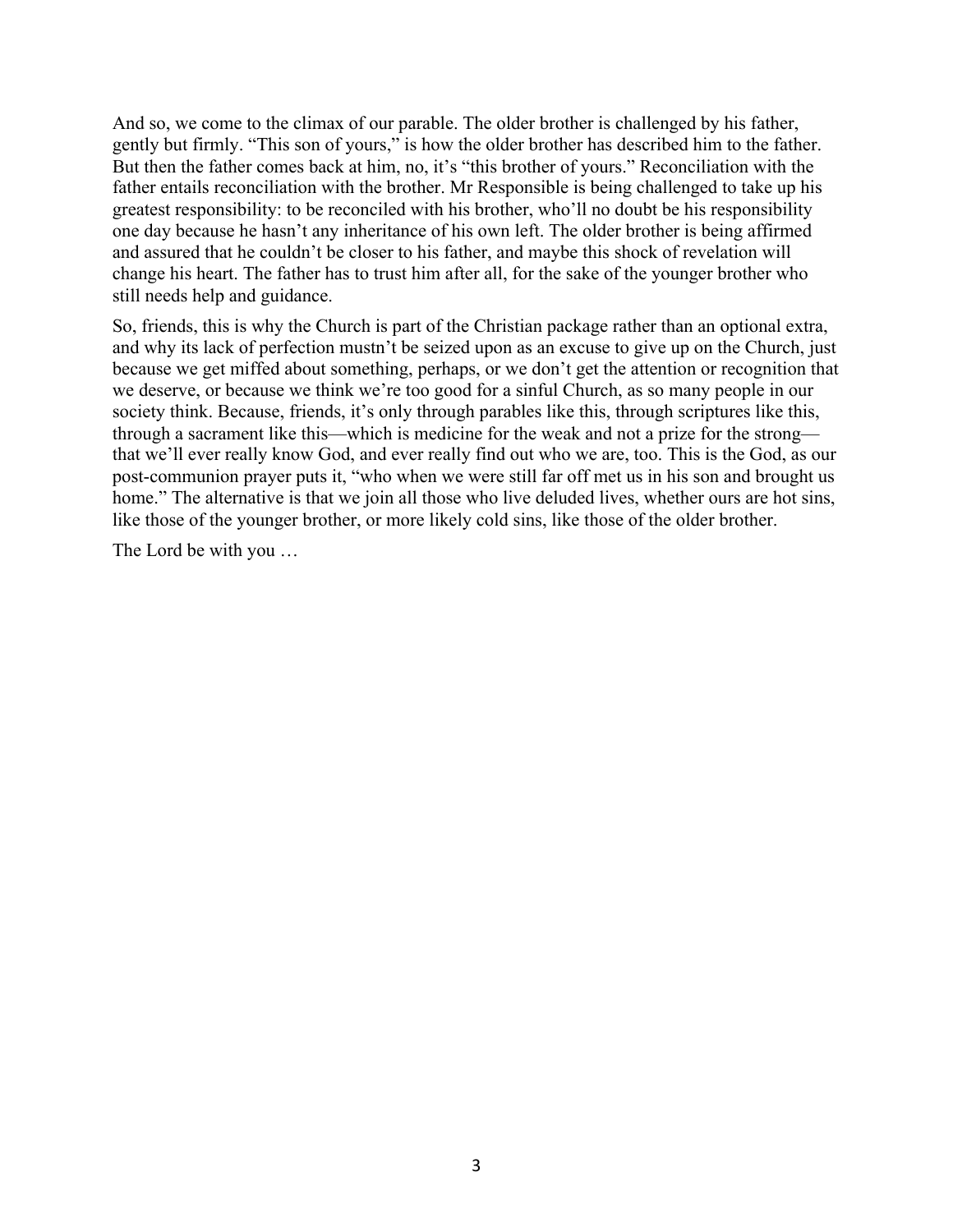And so, we come to the climax of our parable. The older brother is challenged by his father, gently but firmly. "This son of yours," is how the older brother has described him to the father. But then the father comes back at him, no, it's "this brother of yours." Reconciliation with the father entails reconciliation with the brother. Mr Responsible is being challenged to take up his greatest responsibility: to be reconciled with his brother, who'll no doubt be his responsibility one day because he hasn't any inheritance of his own left. The older brother is being affirmed and assured that he couldn't be closer to his father, and maybe this shock of revelation will change his heart. The father has to trust him after all, for the sake of the younger brother who still needs help and guidance.

So, friends, this is why the Church is part of the Christian package rather than an optional extra, and why its lack of perfection mustn't be seized upon as an excuse to give up on the Church, just because we get miffed about something, perhaps, or we don't get the attention or recognition that we deserve, or because we think we're too good for a sinful Church, as so many people in our society think. Because, friends, it's only through parables like this, through scriptures like this, through a sacrament like this—which is medicine for the weak and not a prize for the strong—that we'll ever really know God, and ever really find out who we are, too. This is the God, as our post-communion prayer puts it, "who when we were still far off met us in his son and brought us home." The alternative is that we join all those who live deluded lives, whether ours are hot sins, like those of the younger brother, or more likely cold sins, like those of the older brother.

The Lord be with you …